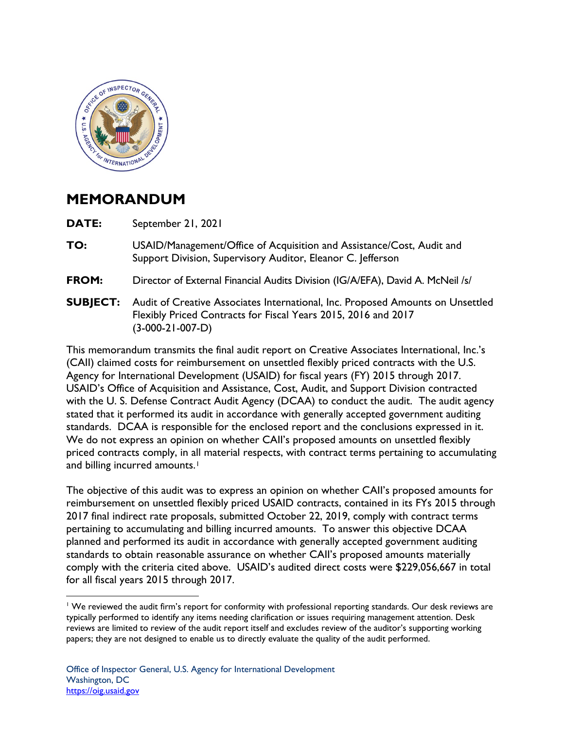# MEMORANDUM

**DATE:** September 21, 2021

**TO:** USAID/Management/Office of Acquisition and Assistance/Cost, Audit and Support Division, Supervisory Auditor, Eleanor C. Jefferson

**FROM:** Director of External Financial Audits Division (IG/A/EFA), David A. McNeil /s/

**SUBJECT:** Audit of Creative Associates International, Inc. Proposed Amounts on Unsettled Flexibly Priced Contracts for Fiscal Years 2015, 2016 and 2017 (3-000-21-007-D)

This memorandum transmits the final audit report on Creative Associates International, Inc.'s (CAII) claimed costs for reimbursement on unsettled flexibly priced contracts with the U.S. Agency for International Development (USAID) for fiscal years (FY) 2015 through 2017. USAID's Office of Acquisition and Assistance, Cost, Audit, and Support Division contracted with the U. S. Defense Contract Audit Agency (DCAA) to conduct the audit. The audit agency stated that it performed its audit in accordance with generally accepted government auditing standards. DCAA is responsible for the enclosed report and the conclusions expressed in it. We do not express an opinion on whether CAII's proposed amounts on unsettled flexibly priced contracts comply, in all material respects, with contract terms pertaining to accumulating and billing incurred amounts.[1]

The objective of this audit was to express an opinion on whether CAII's proposed amounts for reimbursement on unsettled flexibly priced USAID contracts, contained in its FYs 2015 through 2017 final indirect rate proposals, submitted October 22, 2019, comply with contract terms pertaining to accumulating and billing incurred amounts. To answer this objective DCAA planned and performed its audit in accordance with generally accepted government auditing standards to obtain reasonable assurance on whether CAII's proposed amounts materially comply with the criteria cited above. USAID's audited direct costs were $229,056,667 in total for all fiscal years 2015 through 2017.

[1] We reviewed the audit firm's report for conformity with professional reporting standards. Our desk reviews are typically performed to identify any items needing clarification or issues requiring management attention. Desk reviews are limited to review of the audit report itself and excludes review of the auditor's supporting working papers; they are not designed to enable us to directly evaluate the quality of the audit performed.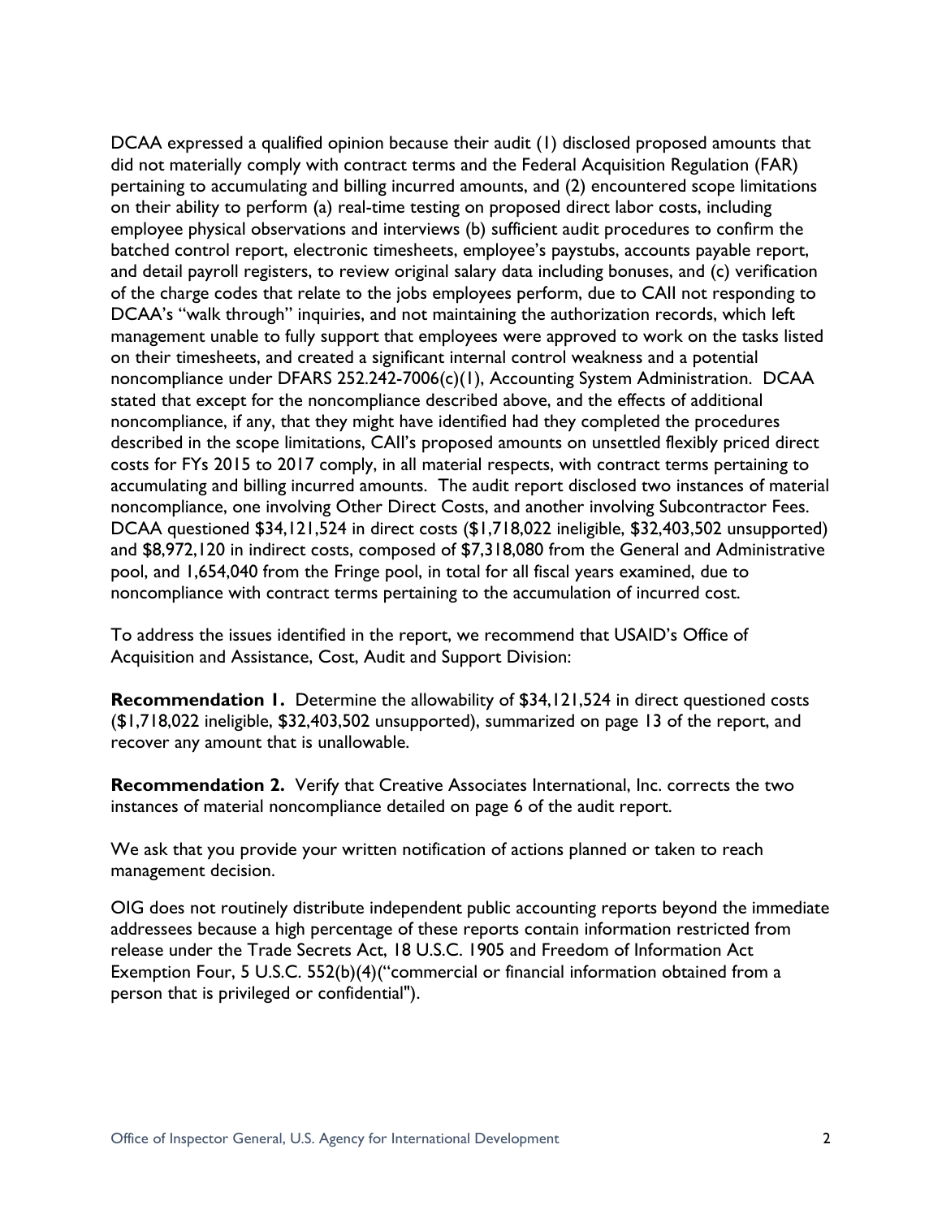DCAA expressed a qualified opinion because their audit (1) disclosed proposed amounts that did not materially comply with contract terms and the Federal Acquisition Regulation (FAR) pertaining to accumulating and billing incurred amounts, and (2) encountered scope limitations on their ability to perform (a) real-time testing on proposed direct labor costs, including employee physical observations and interviews (b) sufficient audit procedures to confirm the batched control report, electronic timesheets, employee's paystubs, accounts payable report, and detail payroll registers, to review original salary data including bonuses, and (c) verification of the charge codes that relate to the jobs employees perform, due to CAII not responding to DCAA's "walk through" inquiries, and not maintaining the authorization records, which left management unable to fully support that employees were approved to work on the tasks listed on their timesheets, and created a significant internal control weakness and a potential noncompliance under DFARS 252.242-7006(c)(1), Accounting System Administration. DCAA stated that except for the noncompliance described above, and the effects of additional noncompliance, if any, that they might have identified had they completed the procedures described in the scope limitations, CAII's proposed amounts on unsettled flexibly priced direct costs for FYs 2015 to 2017 comply, in all material respects, with contract terms pertaining to accumulating and billing incurred amounts. The audit report disclosed two instances of material noncompliance, one involving Other Direct Costs, and another involving Subcontractor Fees. DCAA questioned $34,121,524 in direct costs ($1,718,022 ineligible, $32,403,502 unsupported) and $8,972,120 in indirect costs, composed of $7,318,080 from the General and Administrative pool, and 1,654,040 from the Fringe pool, in total for all fiscal years examined, due to noncompliance with contract terms pertaining to the accumulation of incurred cost.

To address the issues identified in the report, we recommend that USAID's Office of Acquisition and Assistance, Cost, Audit and Support Division:

**Recommendation 1.** Determine the allowability of $34,121,524 in direct questioned costs ($1,718,022 ineligible, $32,403,502 unsupported), summarized on page 13 of the report, and recover any amount that is unallowable.

**Recommendation 2.** Verify that Creative Associates International, Inc. corrects the two instances of material noncompliance detailed on page 6 of the audit report.

We ask that you provide your written notification of actions planned or taken to reach management decision.

OIG does not routinely distribute independent public accounting reports beyond the immediate addressees because a high percentage of these reports contain information restricted from release under the Trade Secrets Act, 18 U.S.C. 1905 and Freedom of Information Act Exemption Four, 5 U.S.C. 552(b)(4)("commercial or financial information obtained from a person that is privileged or confidential").